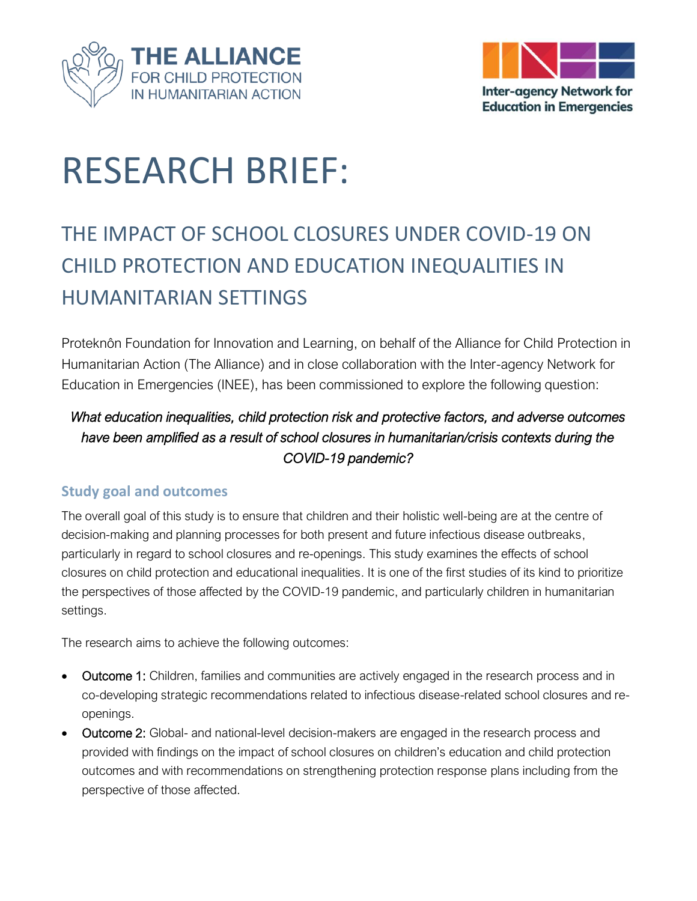THE ALLIANCE FOR CHILD PROTECTION IN HUMANITARIAN ACTION

Inter-agency Network for Education in Emergencies

# RESEARCH BRIEF:

## THE IMPACT OF SCHOOL CLOSURES UNDER COVID-19 ON CHILD PROTECTION AND EDUCATION INEQUALITIES IN HUMANITARIAN SETTINGS

Proteknôn Foundation for Innovation and Learning, on behalf of the Alliance for Child Protection in Humanitarian Action (The Alliance) and in close collaboration with the Inter-agency Network for Education in Emergencies (INEE), has been commissioned to explore the following question:

*What education inequalities, child protection risk and protective factors, and adverse outcomes have been amplified as a result of school closures in humanitarian/crisis contexts during the COVID-19 pandemic?*

### Study goal and outcomes

The overall goal of this study is to ensure that children and their holistic well-being are at the centre of decision-making and planning processes for both present and future infectious disease outbreaks, particularly in regard to school closures and re-openings. This study examines the effects of school closures on child protection and educational inequalities. It is one of the first studies of its kind to prioritize the perspectives of those affected by the COVID-19 pandemic, and particularly children in humanitarian settings.

The research aims to achieve the following outcomes:

- Outcome 1: Children, families and communities are actively engaged in the research process and in co-developing strategic recommendations related to infectious disease-related school closures and re-openings.
- Outcome 2: Global- and national-level decision-makers are engaged in the research process and provided with findings on the impact of school closures on children's education and child protection outcomes and with recommendations on strengthening protection response plans including from the perspective of those affected.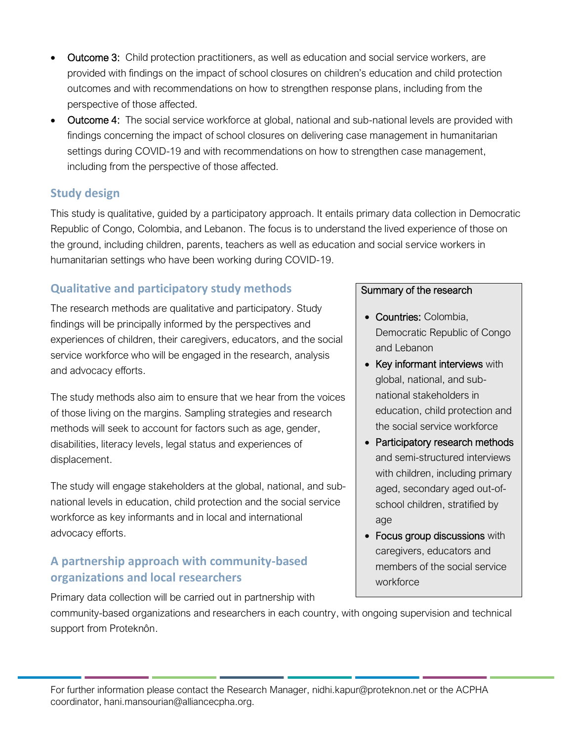- **Outcome 3:** Child protection practitioners, as well as education and social service workers, are provided with findings on the impact of school closures on children's education and child protection outcomes and with recommendations on how to strengthen response plans, including from the perspective of those affected.
- **Outcome 4:** The social service workforce at global, national and sub-national levels are provided with findings concerning the impact of school closures on delivering case management in humanitarian settings during COVID-19 and with recommendations on how to strengthen case management, including from the perspective of those affected.

## Study design

This study is qualitative, guided by a participatory approach. It entails primary data collection in Democratic Republic of Congo, Colombia, and Lebanon. The focus is to understand the lived experience of those on the ground, including children, parents, teachers as well as education and social service workers in humanitarian settings who have been working during COVID-19.

## Qualitative and participatory study methods

The research methods are qualitative and participatory. Study findings will be principally informed by the perspectives and experiences of children, their caregivers, educators, and the social service workforce who will be engaged in the research, analysis and advocacy efforts.

The study methods also aim to ensure that we hear from the voices of those living on the margins. Sampling strategies and research methods will seek to account for factors such as age, gender, disabilities, literacy levels, legal status and experiences of displacement.

The study will engage stakeholders at the global, national, and sub-national levels in education, child protection and the social service workforce as key informants and in local and international advocacy efforts.

> Summary of the research
>
> - **Countries:** Colombia, Democratic Republic of Congo and Lebanon
> - **Key informant interviews** with global, national, and sub-national stakeholders in education, child protection and the social service workforce
> - **Participatory research methods** and semi-structured interviews with children, including primary aged, secondary aged out-of-school children, stratified by age
> - **Focus group discussions** with caregivers, educators and members of the social service workforce

## A partnership approach with community-based organizations and local researchers

Primary data collection will be carried out in partnership with community-based organizations and researchers in each country, with ongoing supervision and technical support from Proteknôn.

For further information please contact the Research Manager, nidhi.kapur@proteknon.net or the ACPHA coordinator, hani.mansourian@alliancecpha.org.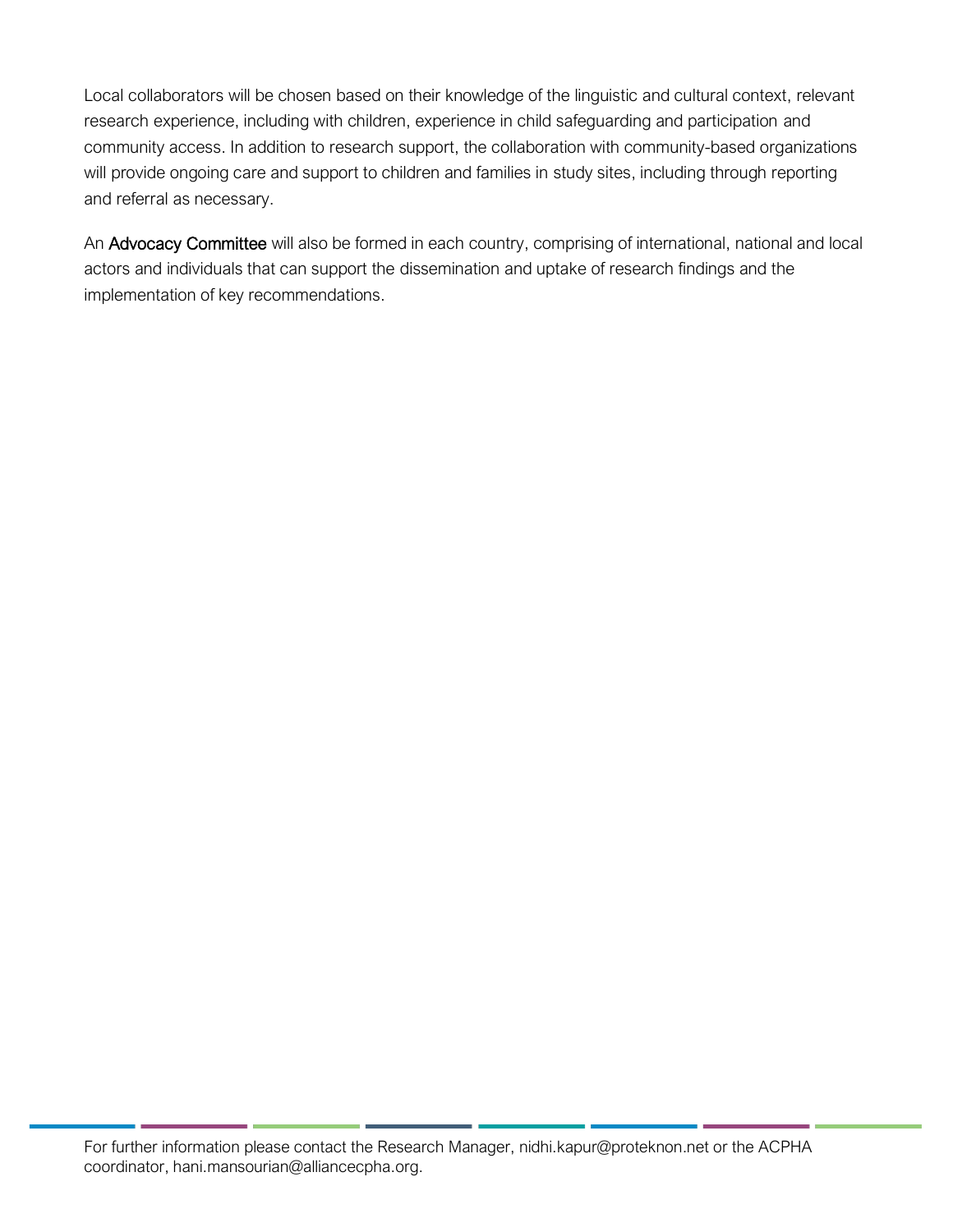Local collaborators will be chosen based on their knowledge of the linguistic and cultural context, relevant research experience, including with children, experience in child safeguarding and participation and community access. In addition to research support, the collaboration with community-based organizations will provide ongoing care and support to children and families in study sites, including through reporting and referral as necessary.

An Advocacy Committee will also be formed in each country, comprising of international, national and local actors and individuals that can support the dissemination and uptake of research findings and the implementation of key recommendations.

For further information please contact the Research Manager, nidhi.kapur@proteknon.net or the ACPHA coordinator, hani.mansourian@alliancecpha.org.